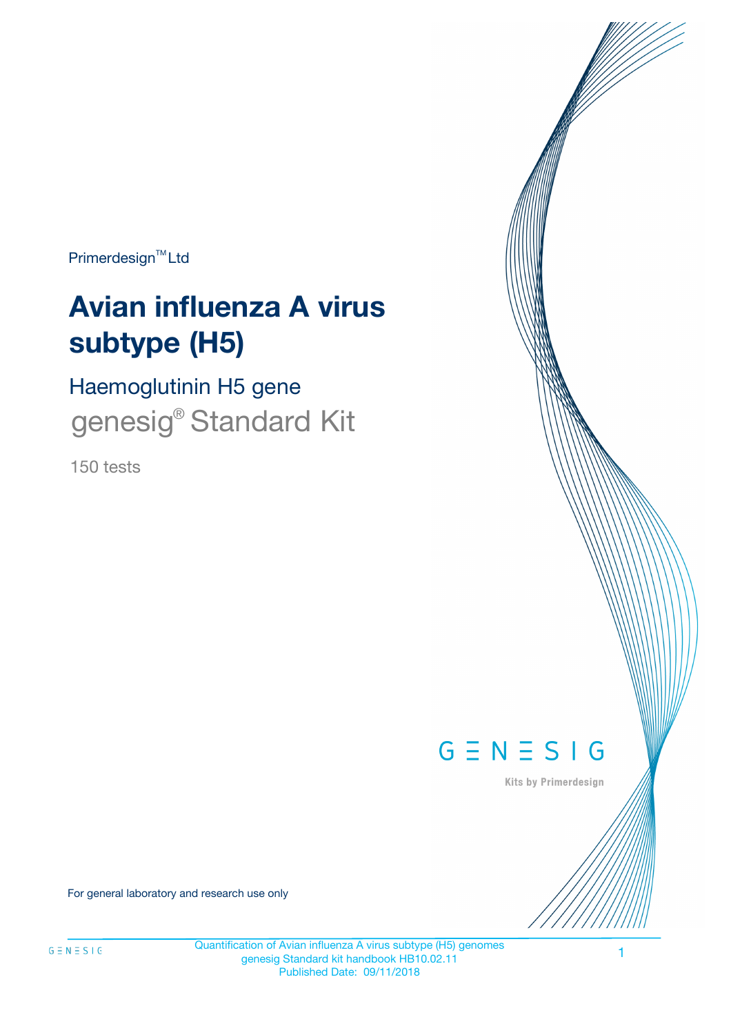Primerdesign™ Ltd

# Avian influenza A virus subtype (H5)

## Haemoglutinin H5 gene

genesig® Standard Kit

150 tests

GENESIG

Kits by Primerdesign

For general laboratory and research use only

Quantification of Avian influenza A virus subtype (H5) genomes
genesig Standard kit handbook HB10.02.11
Published Date: 09/11/2018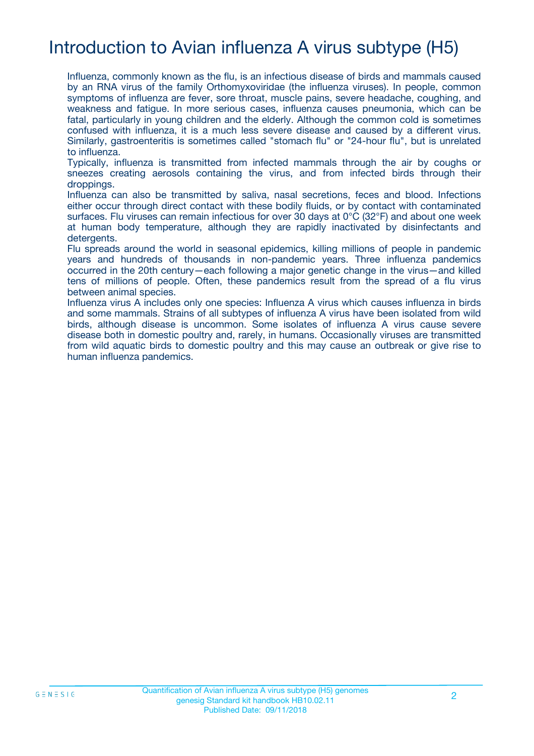# Introduction to Avian influenza A virus subtype (H5)

Influenza, commonly known as the flu, is an infectious disease of birds and mammals caused by an RNA virus of the family Orthomyxoviridae (the influenza viruses). In people, common symptoms of influenza are fever, sore throat, muscle pains, severe headache, coughing, and weakness and fatigue. In more serious cases, influenza causes pneumonia, which can be fatal, particularly in young children and the elderly. Although the common cold is sometimes confused with influenza, it is a much less severe disease and caused by a different virus. Similarly, gastroenteritis is sometimes called "stomach flu" or "24-hour flu", but is unrelated to influenza.

Typically, influenza is transmitted from infected mammals through the air by coughs or sneezes creating aerosols containing the virus, and from infected birds through their droppings.

Influenza can also be transmitted by saliva, nasal secretions, feces and blood. Infections either occur through direct contact with these bodily fluids, or by contact with contaminated surfaces. Flu viruses can remain infectious for over 30 days at 0°C (32°F) and about one week at human body temperature, although they are rapidly inactivated by disinfectants and detergents.

Flu spreads around the world in seasonal epidemics, killing millions of people in pandemic years and hundreds of thousands in non-pandemic years. Three influenza pandemics occurred in the 20th century—each following a major genetic change in the virus—and killed tens of millions of people. Often, these pandemics result from the spread of a flu virus between animal species.

Influenza virus A includes only one species: Influenza A virus which causes influenza in birds and some mammals. Strains of all subtypes of influenza A virus have been isolated from wild birds, although disease is uncommon. Some isolates of influenza A virus cause severe disease both in domestic poultry and, rarely, in humans. Occasionally viruses are transmitted from wild aquatic birds to domestic poultry and this may cause an outbreak or give rise to human influenza pandemics.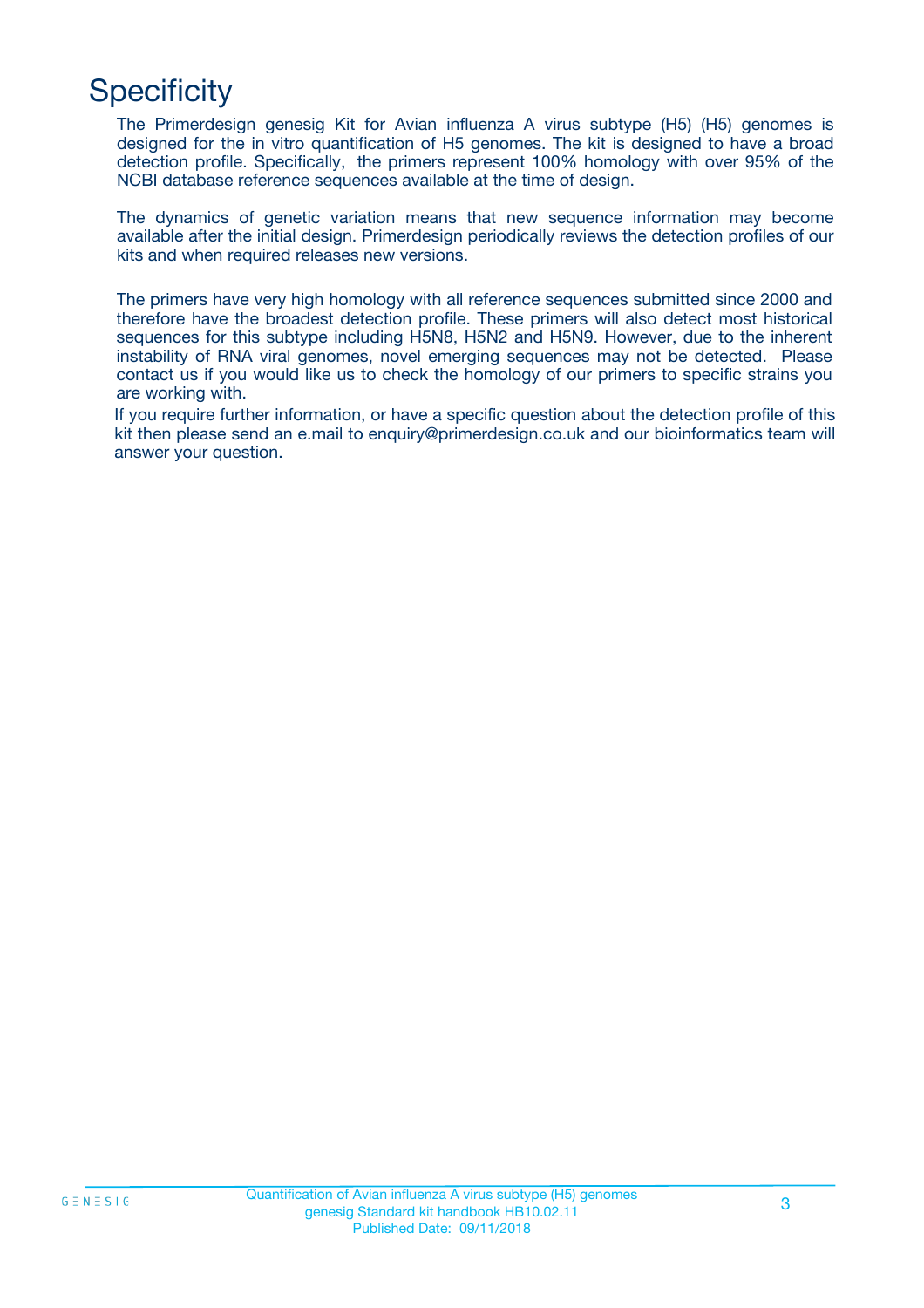# Specificity

The Primerdesign genesig Kit for Avian influenza A virus subtype (H5) (H5) genomes is designed for the in vitro quantification of H5 genomes. The kit is designed to have a broad detection profile. Specifically, the primers represent 100% homology with over 95% of the NCBI database reference sequences available at the time of design.

The dynamics of genetic variation means that new sequence information may become available after the initial design. Primerdesign periodically reviews the detection profiles of our kits and when required releases new versions.

The primers have very high homology with all reference sequences submitted since 2000 and therefore have the broadest detection profile. These primers will also detect most historical sequences for this subtype including H5N8, H5N2 and H5N9. However, due to the inherent instability of RNA viral genomes, novel emerging sequences may not be detected. Please contact us if you would like us to check the homology of our primers to specific strains you are working with.

If you require further information, or have a specific question about the detection profile of this kit then please send an e.mail to enquiry@primerdesign.co.uk and our bioinformatics team will answer your question.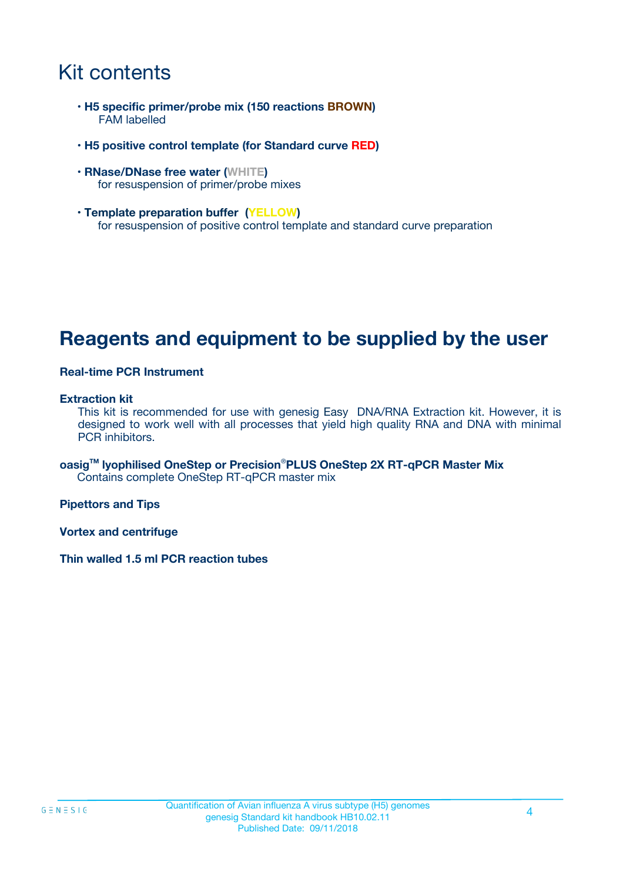# Kit contents

- **H5 specific primer/probe mix (150 reactions BROWN)**
  FAM labelled
- **H5 positive control template (for Standard curve RED)**
- **RNase/DNase free water (WHITE)**
  for resuspension of primer/probe mixes
- **Template preparation buffer (YELLOW)**
  for resuspension of positive control template and standard curve preparation

# Reagents and equipment to be supplied by the user

**Real-time PCR Instrument**

**Extraction kit**
This kit is recommended for use with genesig Easy DNA/RNA Extraction kit. However, it is designed to work well with all processes that yield high quality RNA and DNA with minimal PCR inhibitors.

**oasig™ lyophilised OneStep or Precision®PLUS OneStep 2X RT-qPCR Master Mix**
Contains complete OneStep RT-qPCR master mix

**Pipettors and Tips**

**Vortex and centrifuge**

**Thin walled 1.5 ml PCR reaction tubes**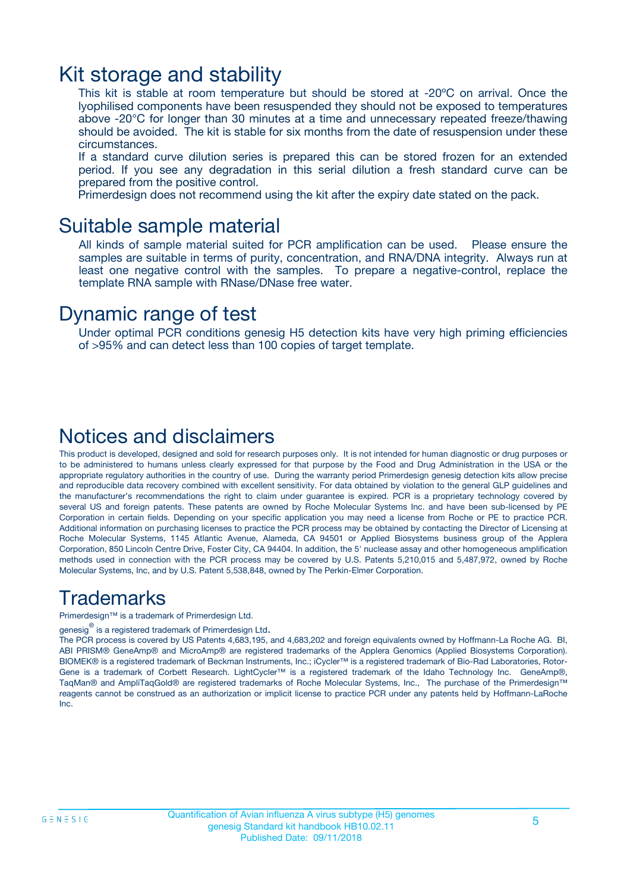# Kit storage and stability

This kit is stable at room temperature but should be stored at -20ºC on arrival. Once the lyophilised components have been resuspended they should not be exposed to temperatures above -20°C for longer than 30 minutes at a time and unnecessary repeated freeze/thawing should be avoided. The kit is stable for six months from the date of resuspension under these circumstances.

If a standard curve dilution series is prepared this can be stored frozen for an extended period. If you see any degradation in this serial dilution a fresh standard curve can be prepared from the positive control.

Primerdesign does not recommend using the kit after the expiry date stated on the pack.

# Suitable sample material

All kinds of sample material suited for PCR amplification can be used. Please ensure the samples are suitable in terms of purity, concentration, and RNA/DNA integrity. Always run at least one negative control with the samples. To prepare a negative-control, replace the template RNA sample with RNase/DNase free water.

# Dynamic range of test

Under optimal PCR conditions genesig H5 detection kits have very high priming efficiencies of >95% and can detect less than 100 copies of target template.

# Notices and disclaimers

This product is developed, designed and sold for research purposes only. It is not intended for human diagnostic or drug purposes or to be administered to humans unless clearly expressed for that purpose by the Food and Drug Administration in the USA or the appropriate regulatory authorities in the country of use. During the warranty period Primerdesign genesig detection kits allow precise and reproducible data recovery combined with excellent sensitivity. For data obtained by violation to the general GLP guidelines and the manufacturer's recommendations the right to claim under guarantee is expired. PCR is a proprietary technology covered by several US and foreign patents. These patents are owned by Roche Molecular Systems Inc. and have been sub-licensed by PE Corporation in certain fields. Depending on your specific application you may need a license from Roche or PE to practice PCR. Additional information on purchasing licenses to practice the PCR process may be obtained by contacting the Director of Licensing at Roche Molecular Systems, 1145 Atlantic Avenue, Alameda, CA 94501 or Applied Biosystems business group of the Applera Corporation, 850 Lincoln Centre Drive, Foster City, CA 94404. In addition, the 5' nuclease assay and other homogeneous amplification methods used in connection with the PCR process may be covered by U.S. Patents 5,210,015 and 5,487,972, owned by Roche Molecular Systems, Inc, and by U.S. Patent 5,538,848, owned by The Perkin-Elmer Corporation.

# Trademarks

Primerdesign™ is a trademark of Primerdesign Ltd.

genesig® is a registered trademark of Primerdesign Ltd.

The PCR process is covered by US Patents 4,683,195, and 4,683,202 and foreign equivalents owned by Hoffmann-La Roche AG. BI, ABI PRISM® GeneAmp® and MicroAmp® are registered trademarks of the Applera Genomics (Applied Biosystems Corporation). BIOMEK® is a registered trademark of Beckman Instruments, Inc.; iCycler™ is a registered trademark of Bio-Rad Laboratories, Rotor-Gene is a trademark of Corbett Research. LightCycler™ is a registered trademark of the Idaho Technology Inc. GeneAmp®, TaqMan® and AmpliTaqGold® are registered trademarks of Roche Molecular Systems, Inc., The purchase of the Primerdesign™ reagents cannot be construed as an authorization or implicit license to practice PCR under any patents held by Hoffmann-LaRoche Inc.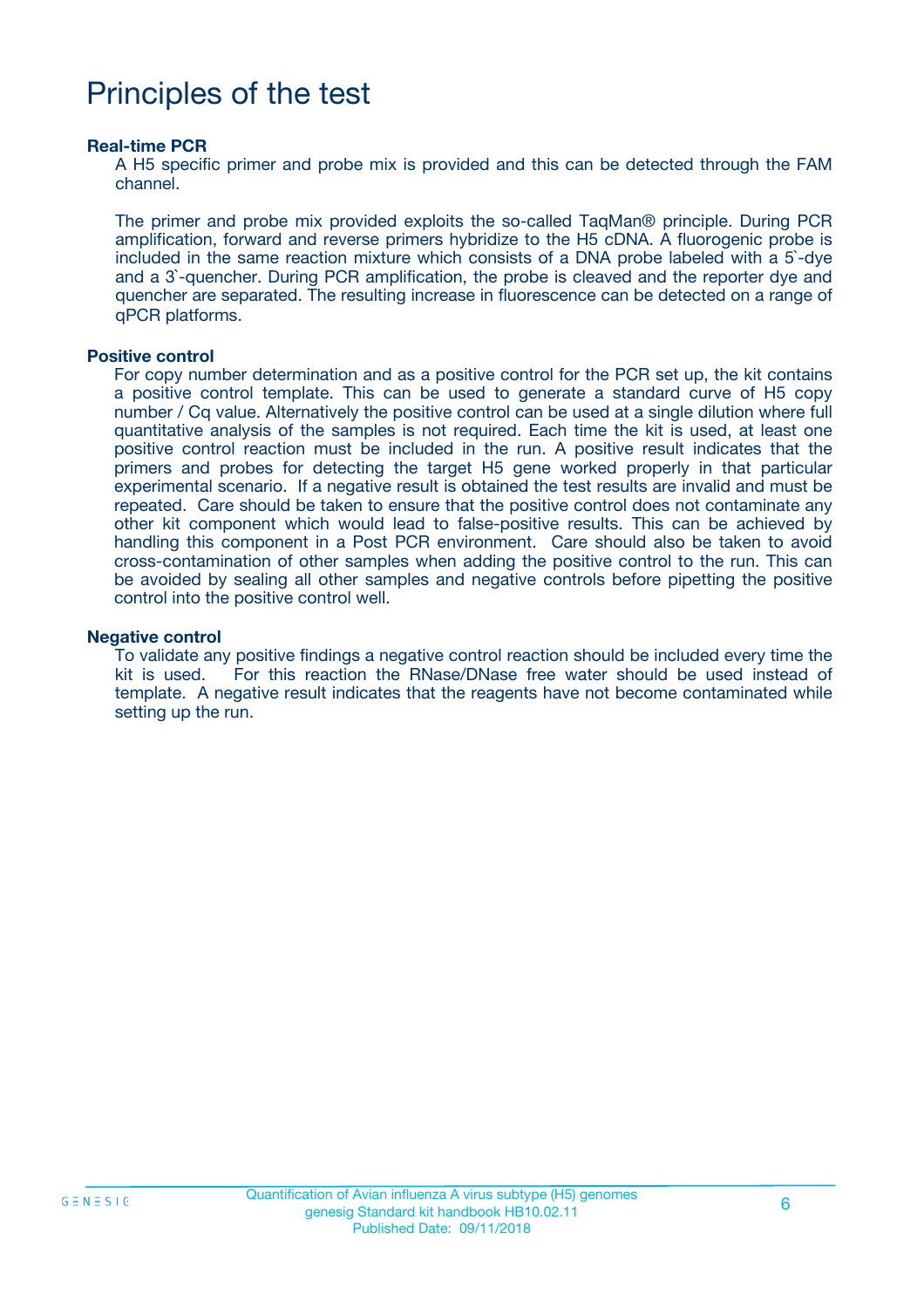# Principles of the test

**Real-time PCR**

A H5 specific primer and probe mix is provided and this can be detected through the FAM channel.

The primer and probe mix provided exploits the so-called TaqMan® principle. During PCR amplification, forward and reverse primers hybridize to the H5 cDNA. A fluorogenic probe is included in the same reaction mixture which consists of a DNA probe labeled with a 5`-dye and a 3`-quencher. During PCR amplification, the probe is cleaved and the reporter dye and quencher are separated. The resulting increase in fluorescence can be detected on a range of qPCR platforms.

**Positive control**

For copy number determination and as a positive control for the PCR set up, the kit contains a positive control template. This can be used to generate a standard curve of H5 copy number / Cq value. Alternatively the positive control can be used at a single dilution where full quantitative analysis of the samples is not required. Each time the kit is used, at least one positive control reaction must be included in the run. A positive result indicates that the primers and probes for detecting the target H5 gene worked properly in that particular experimental scenario. If a negative result is obtained the test results are invalid and must be repeated. Care should be taken to ensure that the positive control does not contaminate any other kit component which would lead to false-positive results. This can be achieved by handling this component in a Post PCR environment. Care should also be taken to avoid cross-contamination of other samples when adding the positive control to the run. This can be avoided by sealing all other samples and negative controls before pipetting the positive control into the positive control well.

**Negative control**

To validate any positive findings a negative control reaction should be included every time the kit is used. For this reaction the RNase/DNase free water should be used instead of template. A negative result indicates that the reagents have not become contaminated while setting up the run.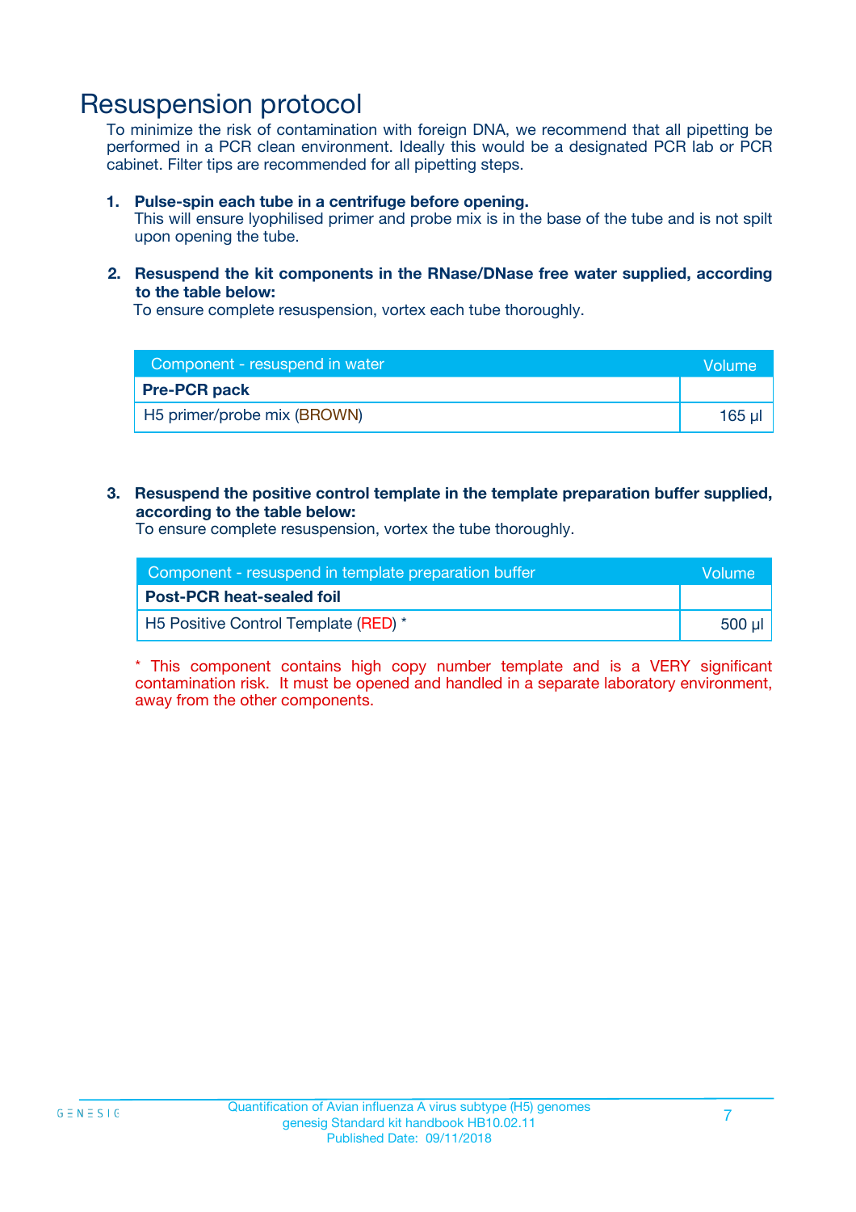# Resuspension protocol

To minimize the risk of contamination with foreign DNA, we recommend that all pipetting be performed in a PCR clean environment. Ideally this would be a designated PCR lab or PCR cabinet. Filter tips are recommended for all pipetting steps.

1. **Pulse-spin each tube in a centrifuge before opening.**
   This will ensure lyophilised primer and probe mix is in the base of the tube and is not spilt upon opening the tube.

2. **Resuspend the kit components in the RNase/DNase free water supplied, according to the table below:**
   To ensure complete resuspension, vortex each tube thoroughly.

| Component - resuspend in water | Volume |
|---|---|
| **Pre-PCR pack** | |
| H5 primer/probe mix (BROWN) | 165 µl |

3. **Resuspend the positive control template in the template preparation buffer supplied, according to the table below:**
   To ensure complete resuspension, vortex the tube thoroughly.

| Component - resuspend in template preparation buffer | Volume |
|---|---|
| **Post-PCR heat-sealed foil** | |
| H5 Positive Control Template (RED) * | 500 µl |

* This component contains high copy number template and is a VERY significant contamination risk. It must be opened and handled in a separate laboratory environment, away from the other components.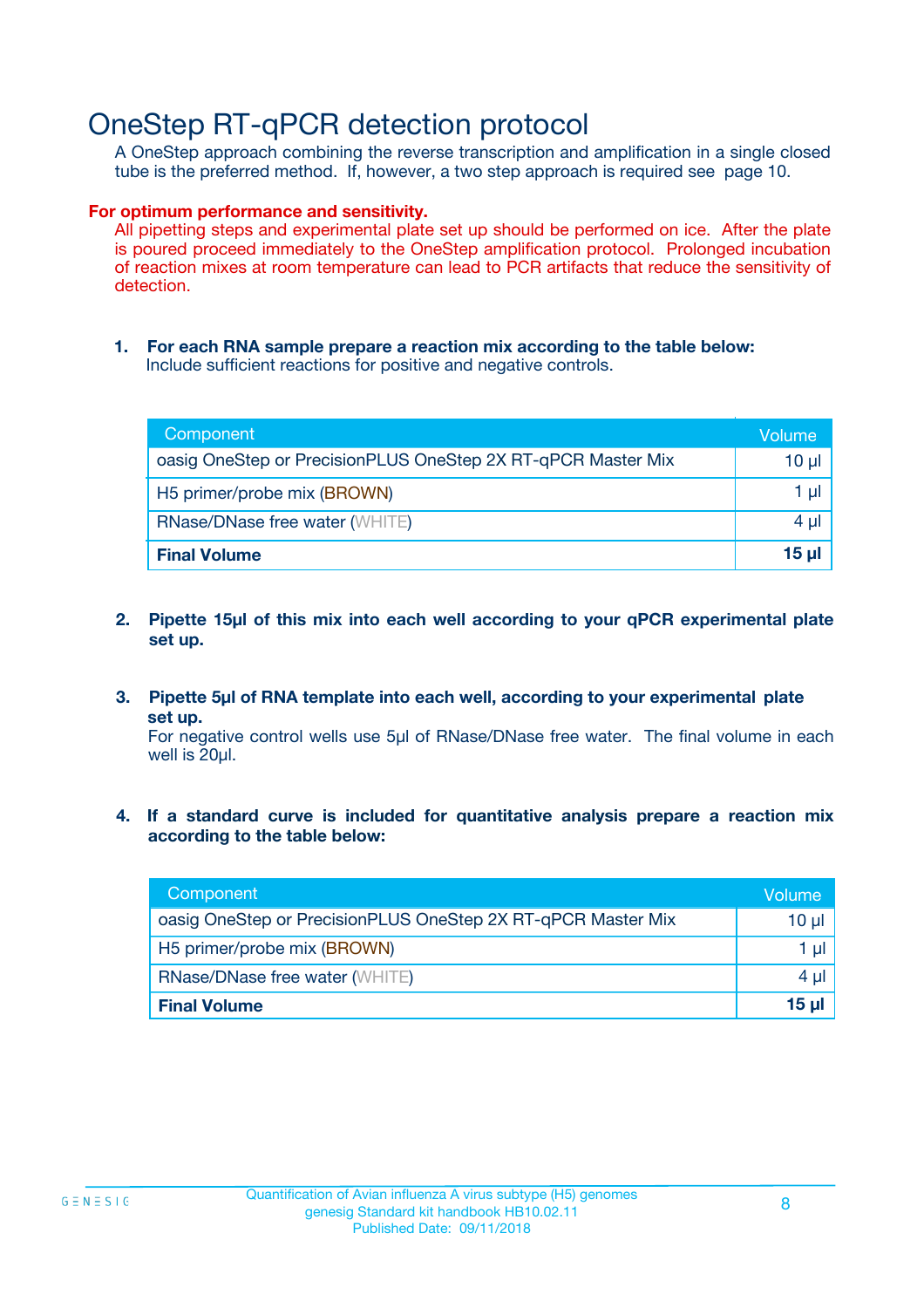# OneStep RT-qPCR detection protocol

A OneStep approach combining the reverse transcription and amplification in a single closed tube is the preferred method. If, however, a two step approach is required see page 10.

**For optimum performance and sensitivity.**

All pipetting steps and experimental plate set up should be performed on ice. After the plate is poured proceed immediately to the OneStep amplification protocol. Prolonged incubation of reaction mixes at room temperature can lead to PCR artifacts that reduce the sensitivity of detection.

1. **For each RNA sample prepare a reaction mix according to the table below:**
   Include sufficient reactions for positive and negative controls.

| Component | Volume |
|---|---|
| oasig OneStep or PrecisionPLUS OneStep 2X RT-qPCR Master Mix | 10 µl |
| H5 primer/probe mix (BROWN) | 1 µl |
| RNase/DNase free water (WHITE) | 4 µl |
| **Final Volume** | **15 µl** |

2. **Pipette 15µl of this mix into each well according to your qPCR experimental plate set up.**

3. **Pipette 5µl of RNA template into each well, according to your experimental plate set up.**
   For negative control wells use 5µl of RNase/DNase free water. The final volume in each well is 20µl.

4. **If a standard curve is included for quantitative analysis prepare a reaction mix according to the table below:**

| Component | Volume |
|---|---|
| oasig OneStep or PrecisionPLUS OneStep 2X RT-qPCR Master Mix | 10 µl |
| H5 primer/probe mix (BROWN) | 1 µl |
| RNase/DNase free water (WHITE) | 4 µl |
| **Final Volume** | **15 µl** |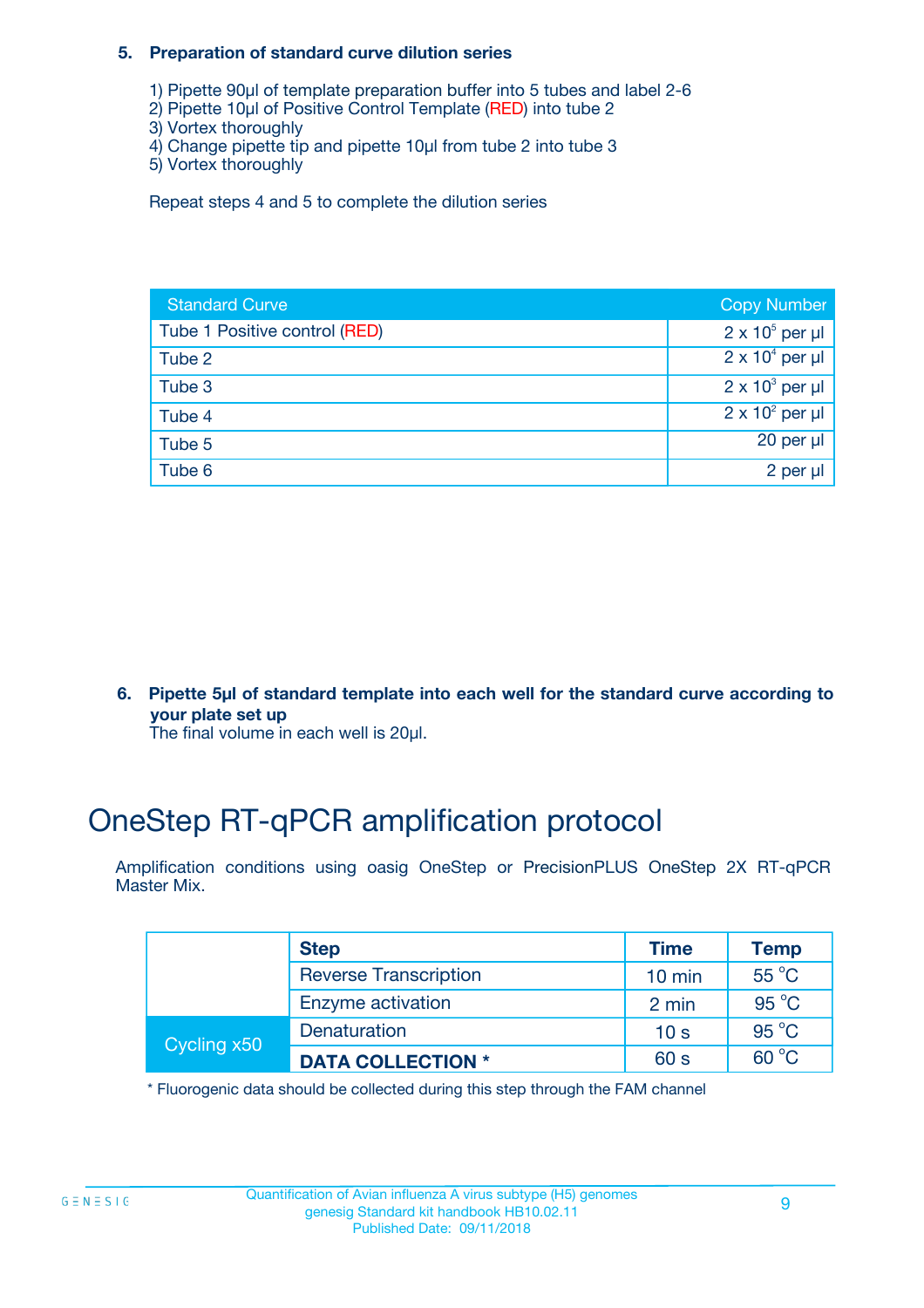**5. Preparation of standard curve dilution series**

1) Pipette 90µl of template preparation buffer into 5 tubes and label 2-6
2) Pipette 10µl of Positive Control Template (RED) into tube 2
3) Vortex thoroughly
4) Change pipette tip and pipette 10µl from tube 2 into tube 3
5) Vortex thoroughly

Repeat steps 4 and 5 to complete the dilution series

| Standard Curve | Copy Number |
|---|---|
| Tube 1 Positive control (RED) | $2 \times 10^5$ per µl |
| Tube 2 | $2 \times 10^4$ per µl |
| Tube 3 | $2 \times 10^3$ per µl |
| Tube 4 | $2 \times 10^2$ per µl |
| Tube 5 | 20 per µl |
| Tube 6 | 2 per µl |

**6. Pipette 5µl of standard template into each well for the standard curve according to your plate set up**
The final volume in each well is 20µl.

# OneStep RT-qPCR amplification protocol

Amplification conditions using oasig OneStep or PrecisionPLUS OneStep 2X RT-qPCR Master Mix.

| | Step | Time | Temp |
|---|---|---|---|
| | Reverse Transcription | 10 min | 55 °C |
| | Enzyme activation | 2 min | 95 °C |
| Cycling x50 | Denaturation | 10 s | 95 °C |
| | **DATA COLLECTION *** | 60 s | 60 °C |

* Fluorogenic data should be collected during this step through the FAM channel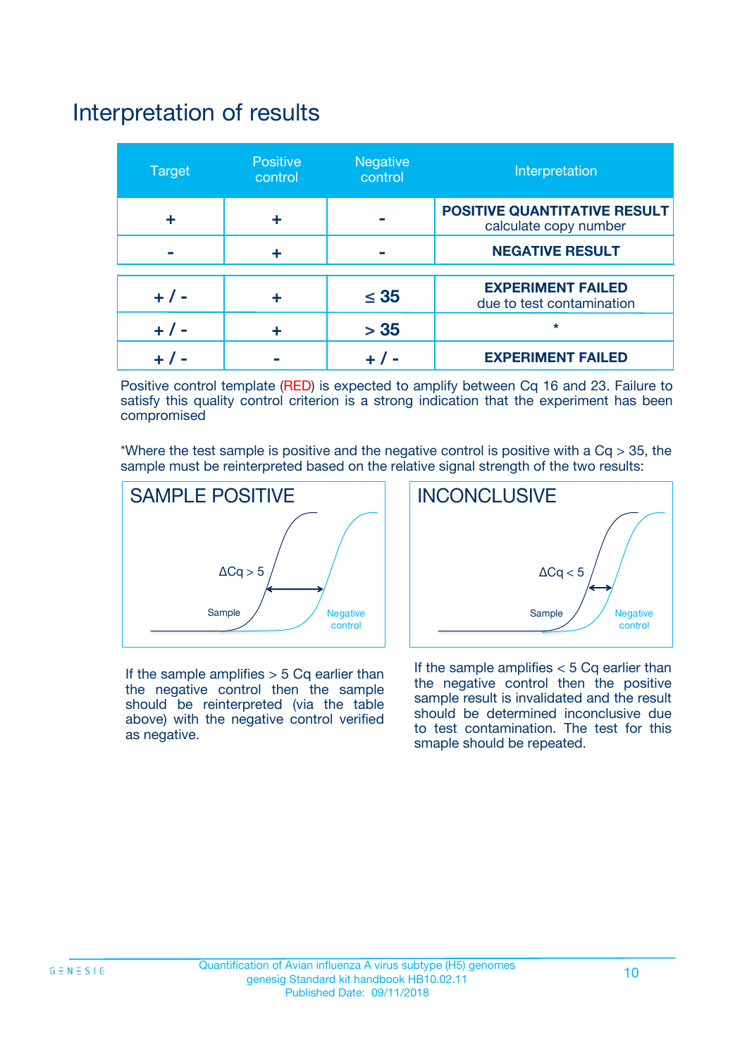# Interpretation of results

| Target | Positive control | Negative control | Interpretation |
|---|---|---|---|
| + | + | - | **POSITIVE QUANTITATIVE RESULT** calculate copy number |
| - | + | - | **NEGATIVE RESULT** |
| + / - | + | ≤ 35 | **EXPERIMENT FAILED** due to test contamination |
| + / - | + | > 35 | * |
| + / - | - | + / - | **EXPERIMENT FAILED** |

Positive control template (RED) is expected to amplify between Cq 16 and 23. Failure to satisfy this quality control criterion is a strong indication that the experiment has been compromised

*Where the test sample is positive and the negative control is positive with a Cq > 35, the sample must be reinterpreted based on the relative signal strength of the two results:

SAMPLE POSITIVE

ΔCq > 5

Sample

Negative control

INCONCLUSIVE

ΔCq < 5

Sample

Negative control

If the sample amplifies > 5 Cq earlier than the negative control then the sample should be reinterpreted (via the table above) with the negative control verified as negative.

If the sample amplifies < 5 Cq earlier than the negative control then the positive sample result is invalidated and the result should be determined inconclusive due to test contamination. The test for this smaple should be repeated.